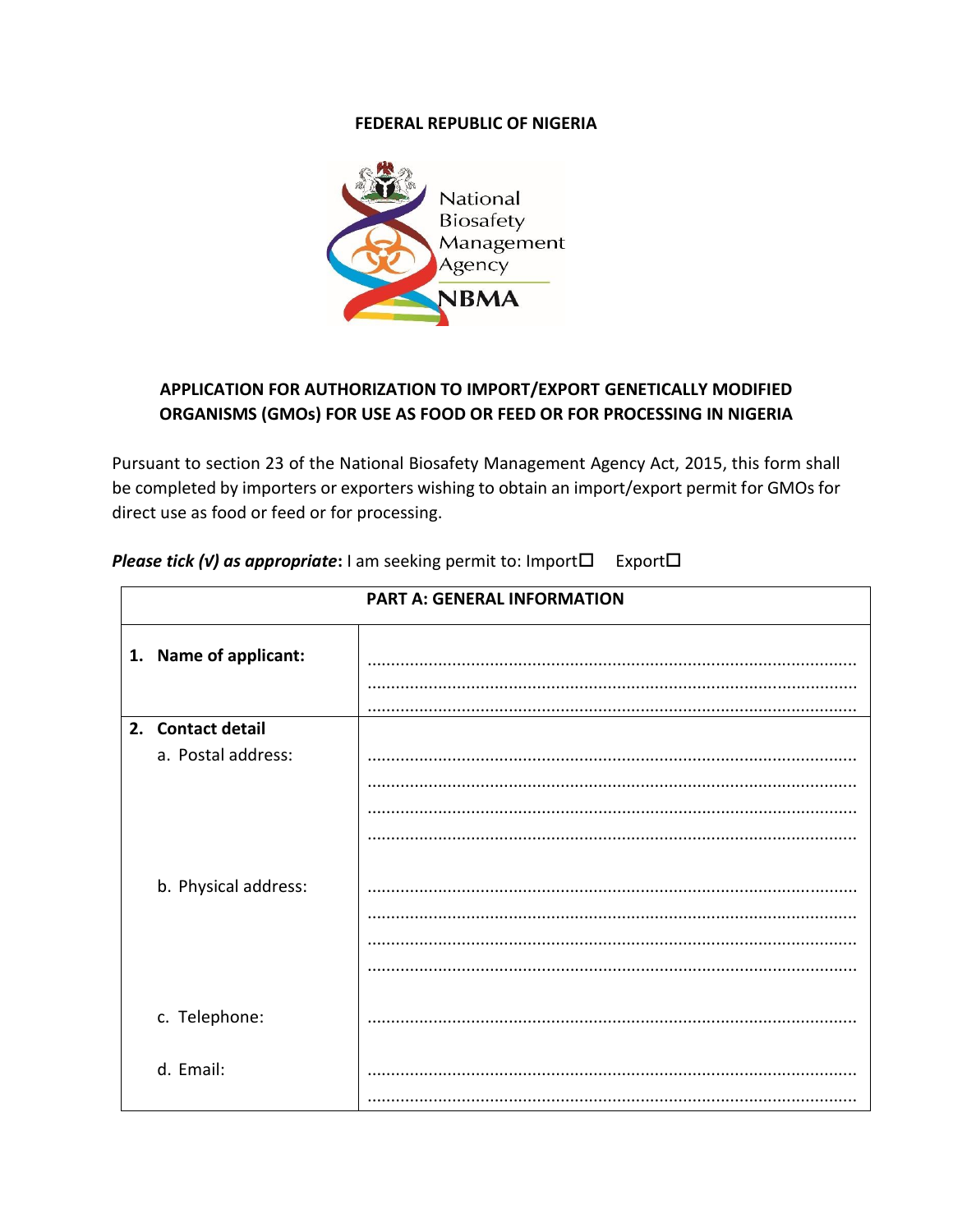**FEDERAL REPUBLIC OF NIGERIA**

National Biosafety Management Agency

NBMA

## APPLICATION FOR AUTHORIZATION TO IMPORT/EXPORT GENETICALLY MODIFIED ORGANISMS (GMOs) FOR USE AS FOOD OR FEED OR FOR PROCESSING IN NIGERIA

Pursuant to section 23 of the National Biosafety Management Agency Act, 2015, this form shall be completed by importers or exporters wishing to obtain an import/export permit for GMOs for direct use as food or feed or for processing.

***Please tick (√) as appropriate*:** I am seeking permit to: Import☐ Export☐

| **PART A: GENERAL INFORMATION** | |
|---|---|
| **1. Name of applicant:** | ........................................................................................................ ........................................................................................................ ........................................................................................................ |
| **2. Contact detail** | |
| a. Postal address: | ........................................................................................................ ........................................................................................................ ........................................................................................................ ........................................................................................................ |
| b. Physical address: | ........................................................................................................ ........................................................................................................ ........................................................................................................ ........................................................................................................ |
| c. Telephone: | ........................................................................................................ |
| d. Email: | ........................................................................................................ ........................................................................................................ |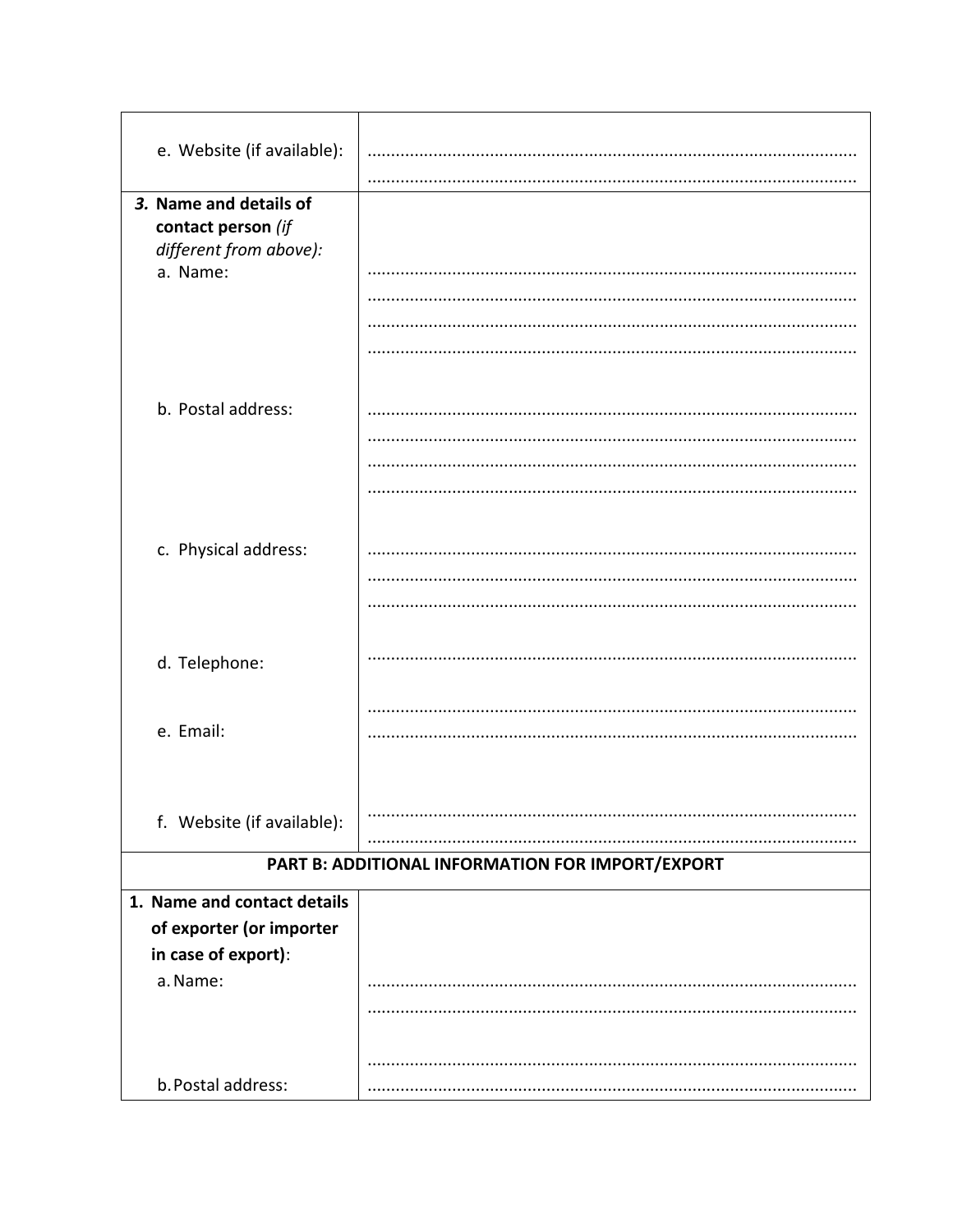| | |
|---|---|
| e. Website (if available): | ............................................................................................................ ............................................................................................................ |
| ***3.* Name and details of contact person** *(if different from above):* | |
| a. Name: | ............................................................................................................ ............................................................................................................ ............................................................................................................ ............................................................................................................ |
| b. Postal address: | ............................................................................................................ ............................................................................................................ ............................................................................................................ ............................................................................................................ |
| c. Physical address: | ............................................................................................................ ............................................................................................................ ............................................................................................................ |
| d. Telephone: | ............................................................................................................ |
| e. Email: | ............................................................................................................ ............................................................................................................ |
| f. Website (if available): | ............................................................................................................ ............................................................................................................ |
| **PART B: ADDITIONAL INFORMATION FOR IMPORT/EXPORT** | |
| **1. Name and contact details of exporter (or importer in case of export)**: | |
| a. Name: | ............................................................................................................ ............................................................................................................ |
| b. Postal address: | ............................................................................................................ ............................................................................................................ |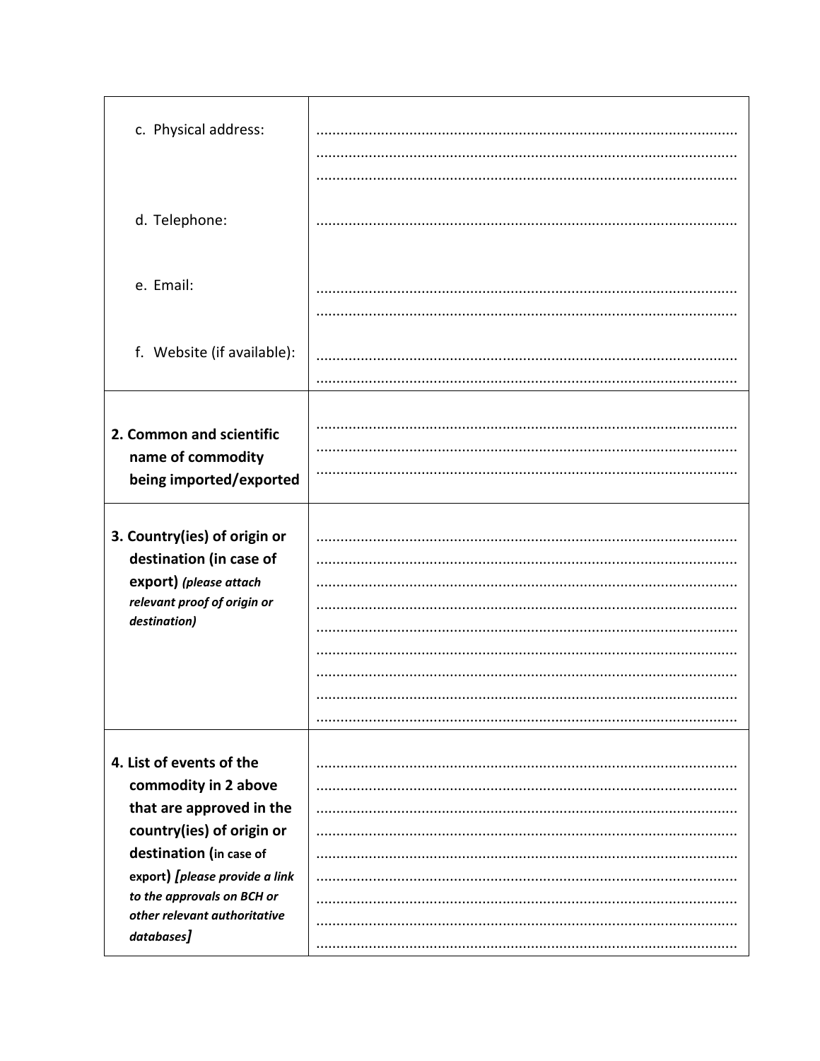| | |
|---|---|
| c. Physical address: | ...................................................................................................... ...................................................................................................... ...................................................................................................... |
| d. Telephone: | ...................................................................................................... |
| e. Email: | ...................................................................................................... ...................................................................................................... |
| f. Website (if available): | ...................................................................................................... ...................................................................................................... |
| **2. Common and scientific name of commodity being imported/exported** | ...................................................................................................... ...................................................................................................... ...................................................................................................... |
| **3. Country(ies) of origin or destination (in case of export)** ***(please attach relevant proof of origin or destination)*** | ...................................................................................................... ...................................................................................................... ...................................................................................................... ...................................................................................................... ...................................................................................................... ...................................................................................................... ...................................................................................................... ...................................................................................................... ...................................................................................................... |
| **4. List of events of the commodity in 2 above that are approved in the country(ies) of origin or destination (in case of export)** ***[please provide a link to the approvals on BCH or other relevant authoritative databases]*** | ...................................................................................................... ...................................................................................................... ...................................................................................................... ...................................................................................................... ...................................................................................................... ...................................................................................................... ...................................................................................................... ...................................................................................................... ...................................................................................................... |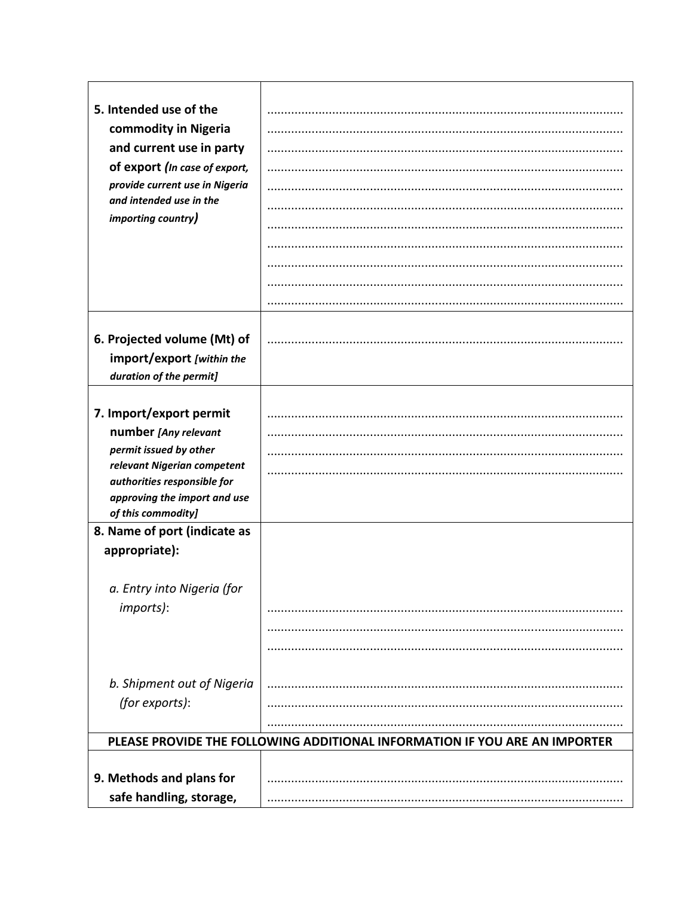| | |
|---|---|
| **5. Intended use of the commodity in Nigeria and current use in party of export** ***(In case of export, provide current use in Nigeria and intended use in the importing country)*** | ..................................................................................................... ..................................................................................................... ..................................................................................................... ..................................................................................................... ..................................................................................................... ..................................................................................................... ..................................................................................................... ..................................................................................................... ..................................................................................................... ..................................................................................................... ..................................................................................................... |
| **6. Projected volume (Mt) of import/export** ***[within the duration of the permit]*** | ..................................................................................................... |
| **7. Import/export permit number** ***[Any relevant permit issued by other relevant Nigerian competent authorities responsible for approving the import and use of this commodity]*** | ..................................................................................................... ..................................................................................................... ..................................................................................................... ..................................................................................................... |
| **8. Name of port (indicate as appropriate):** <br><br> *a. Entry into Nigeria (for imports)*: <br><br> *b. Shipment out of Nigeria (for exports)*: | <br><br> ..................................................................................................... ..................................................................................................... ..................................................................................................... <br><br> ..................................................................................................... ..................................................................................................... ..................................................................................................... |
| **PLEASE PROVIDE THE FOLLOWING ADDITIONAL INFORMATION IF YOU ARE AN IMPORTER** | |
| **9. Methods and plans for safe handling, storage,** | ..................................................................................................... ..................................................................................................... |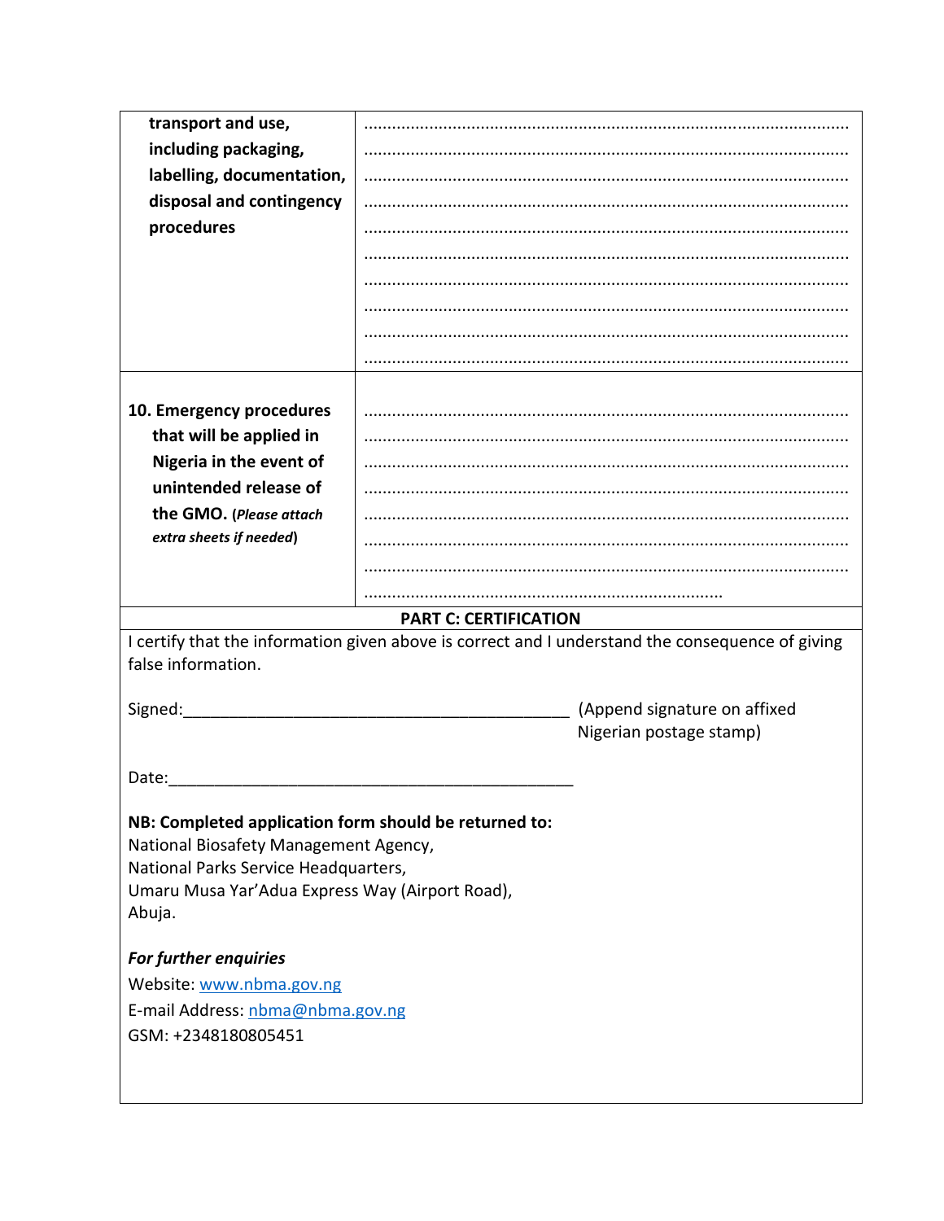| | |
|---|---|
| **transport and use, including packaging, labelling, documentation, disposal and contingency procedures** | ....................................................................................................... ....................................................................................................... ....................................................................................................... ....................................................................................................... ....................................................................................................... ....................................................................................................... ....................................................................................................... ....................................................................................................... ....................................................................................................... ....................................................................................................... |
| **10. Emergency procedures that will be applied in Nigeria in the event of unintended release of the GMO.** (***Please attach extra sheets if needed***) | ....................................................................................................... ....................................................................................................... ....................................................................................................... ....................................................................................................... ....................................................................................................... ....................................................................................................... ....................................................................................................... .............................................................................. |

**PART C: CERTIFICATION**

I certify that the information given above is correct and I understand the consequence of giving false information.

Signed:_____________________________________________ (Append signature on affixed Nigerian postage stamp)

Date:_______________________________________________

**NB: Completed application form should be returned to:**
National Biosafety Management Agency,
National Parks Service Headquarters,
Umaru Musa Yar'Adua Express Way (Airport Road),
Abuja.

***For further enquiries***

Website: www.nbma.gov.ng

E-mail Address: nbma@nbma.gov.ng

GSM: +2348180805451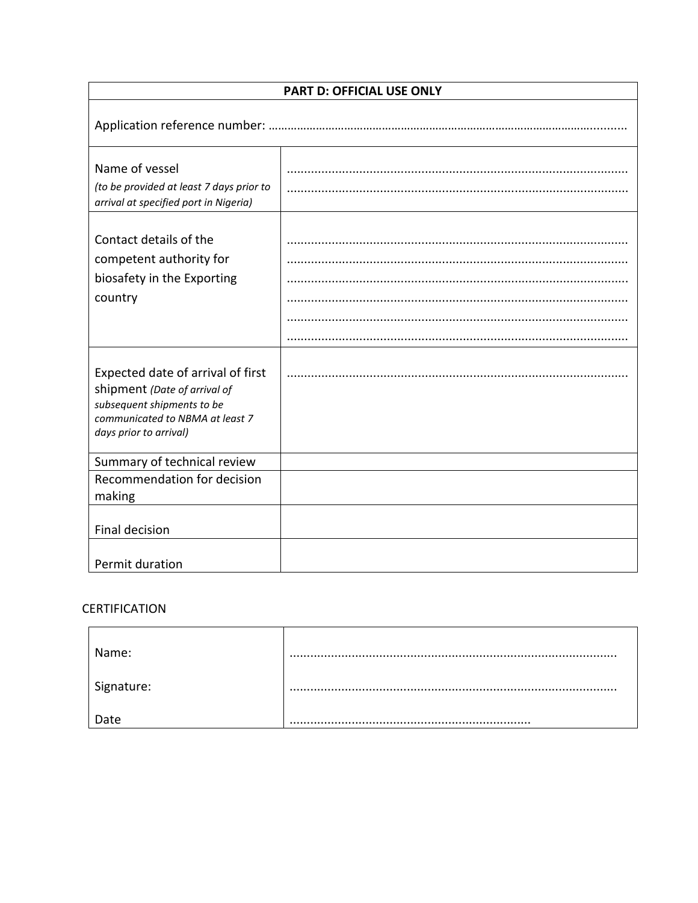| PART D: OFFICIAL USE ONLY | |
|---|---|
| Application reference number: ……………………………………………………………………………………………….......... | |
| Name of vessel<br>*(to be provided at least 7 days prior to arrival at specified port in Nigeria)* | ..................................................................................................<br>.................................................................................................. |
| Contact details of the competent authority for biosafety in the Exporting country | ..................................................................................................<br>..................................................................................................<br>..................................................................................................<br>..................................................................................................<br>..................................................................................................<br>.................................................................................................. |
| Expected date of arrival of first shipment *(Date of arrival of subsequent shipments to be communicated to NBMA at least 7 days prior to arrival)* | .................................................................................................. |
| Summary of technical review | |
| Recommendation for decision making | |
| Final decision | |
| Permit duration | |

CERTIFICATION

| | |
|---|---|
| Name: | ............................................................................................. |
| Signature: | ............................................................................................. |
| Date | ..................................................................... |